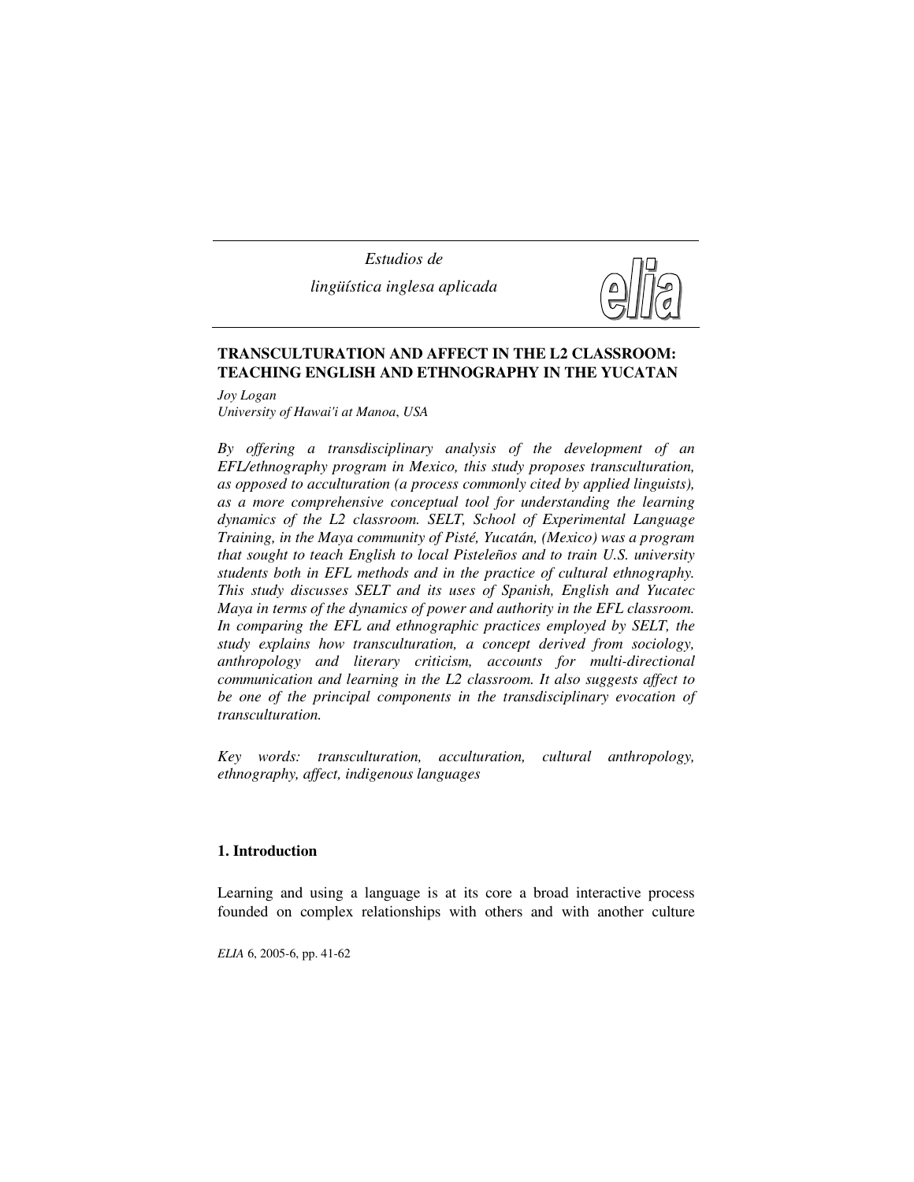# TRANSCULTURATION AND AFFECT IN THE L2 CLASSROOM: TEACHING ENGLISH AND ETHNOGRAPHY IN THE YUCATAN

*Joy Logan*
*University of Hawai'i at Manoa, USA*

*By offering a transdisciplinary analysis of the development of an EFL/ethnography program in Mexico, this study proposes transculturation, as opposed to acculturation (a process commonly cited by applied linguists), as a more comprehensive conceptual tool for understanding the learning dynamics of the L2 classroom. SELT, School of Experimental Language Training, in the Maya community of Pisté, Yucatán, (Mexico) was a program that sought to teach English to local Pisteleños and to train U.S. university students both in EFL methods and in the practice of cultural ethnography. This study discusses SELT and its uses of Spanish, English and Yucatec Maya in terms of the dynamics of power and authority in the EFL classroom. In comparing the EFL and ethnographic practices employed by SELT, the study explains how transculturation, a concept derived from sociology, anthropology and literary criticism, accounts for multi-directional communication and learning in the L2 classroom. It also suggests affect to be one of the principal components in the transdisciplinary evocation of transculturation.*

*Key words: transculturation, acculturation, cultural anthropology, ethnography, affect, indigenous languages*

## 1. Introduction

Learning and using a language is at its core a broad interactive process founded on complex relationships with others and with another culture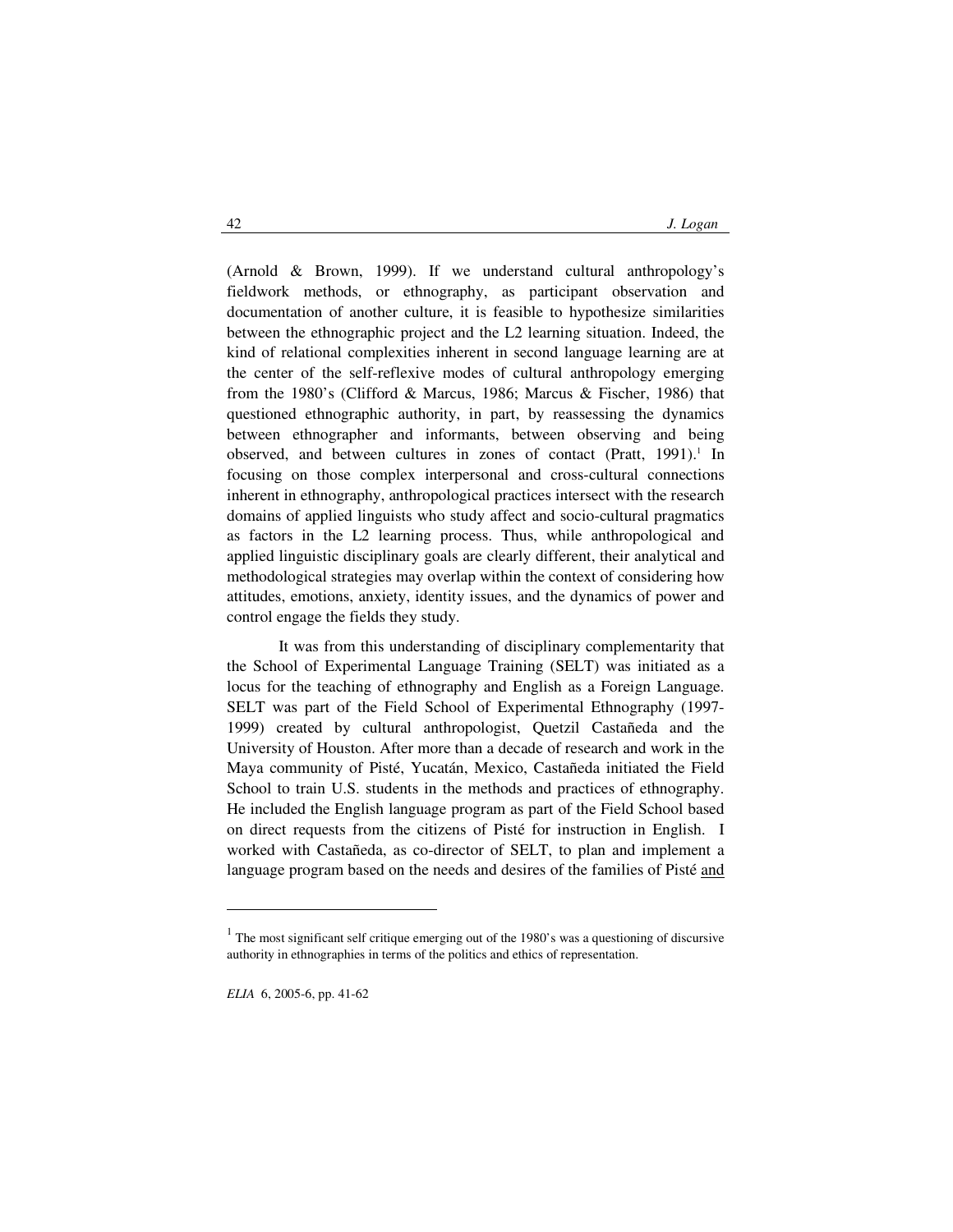(Arnold & Brown, 1999). If we understand cultural anthropology's fieldwork methods, or ethnography, as participant observation and documentation of another culture, it is feasible to hypothesize similarities between the ethnographic project and the L2 learning situation. Indeed, the kind of relational complexities inherent in second language learning are at the center of the self-reflexive modes of cultural anthropology emerging from the 1980's (Clifford & Marcus, 1986; Marcus & Fischer, 1986) that questioned ethnographic authority, in part, by reassessing the dynamics between ethnographer and informants, between observing and being observed, and between cultures in zones of contact (Pratt, 1991).[1] In focusing on those complex interpersonal and cross-cultural connections inherent in ethnography, anthropological practices intersect with the research domains of applied linguists who study affect and socio-cultural pragmatics as factors in the L2 learning process. Thus, while anthropological and applied linguistic disciplinary goals are clearly different, their analytical and methodological strategies may overlap within the context of considering how attitudes, emotions, anxiety, identity issues, and the dynamics of power and control engage the fields they study.

It was from this understanding of disciplinary complementarity that the School of Experimental Language Training (SELT) was initiated as a locus for the teaching of ethnography and English as a Foreign Language. SELT was part of the Field School of Experimental Ethnography (1997-1999) created by cultural anthropologist, Quetzil Castañeda and the University of Houston. After more than a decade of research and work in the Maya community of Pisté, Yucatán, Mexico, Castañeda initiated the Field School to train U.S. students in the methods and practices of ethnography. He included the English language program as part of the Field School based on direct requests from the citizens of Pisté for instruction in English. I worked with Castañeda, as co-director of SELT, to plan and implement a language program based on the needs and desires of the families of Pisté and

[1] The most significant self critique emerging out of the 1980's was a questioning of discursive authority in ethnographies in terms of the politics and ethics of representation.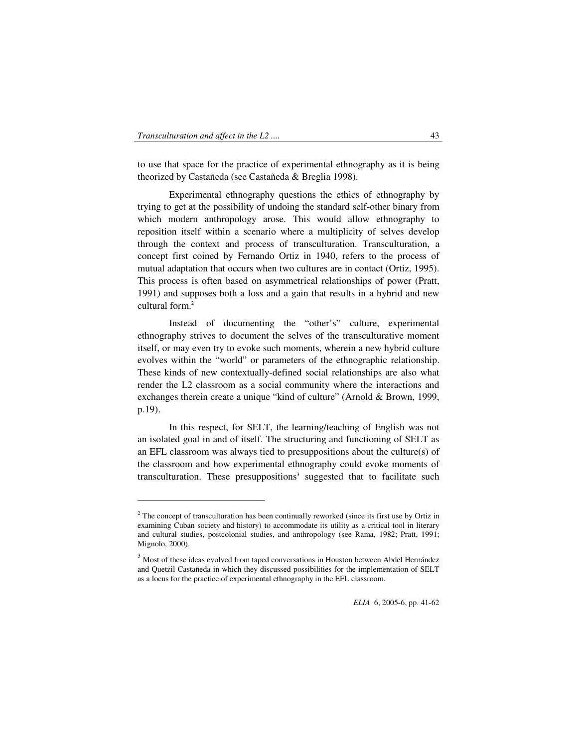to use that space for the practice of experimental ethnography as it is being theorized by Castañeda (see Castañeda & Breglia 1998).

Experimental ethnography questions the ethics of ethnography by trying to get at the possibility of undoing the standard self-other binary from which modern anthropology arose. This would allow ethnography to reposition itself within a scenario where a multiplicity of selves develop through the context and process of transculturation. Transculturation, a concept first coined by Fernando Ortiz in 1940, refers to the process of mutual adaptation that occurs when two cultures are in contact (Ortiz, 1995). This process is often based on asymmetrical relationships of power (Pratt, 1991) and supposes both a loss and a gain that results in a hybrid and new cultural form.[2]

Instead of documenting the "other's" culture, experimental ethnography strives to document the selves of the transculturative moment itself, or may even try to evoke such moments, wherein a new hybrid culture evolves within the "world" or parameters of the ethnographic relationship. These kinds of new contextually-defined social relationships are also what render the L2 classroom as a social community where the interactions and exchanges therein create a unique "kind of culture" (Arnold & Brown, 1999, p.19).

In this respect, for SELT, the learning/teaching of English was not an isolated goal in and of itself. The structuring and functioning of SELT as an EFL classroom was always tied to presuppositions about the culture(s) of the classroom and how experimental ethnography could evoke moments of transculturation. These presuppositions[3] suggested that to facilitate such

---

[2] The concept of transculturation has been continually reworked (since its first use by Ortiz in examining Cuban society and history) to accommodate its utility as a critical tool in literary and cultural studies, postcolonial studies, and anthropology (see Rama, 1982; Pratt, 1991; Mignolo, 2000).

[3] Most of these ideas evolved from taped conversations in Houston between Abdel Hernández and Quetzil Castañeda in which they discussed possibilities for the implementation of SELT as a locus for the practice of experimental ethnography in the EFL classroom.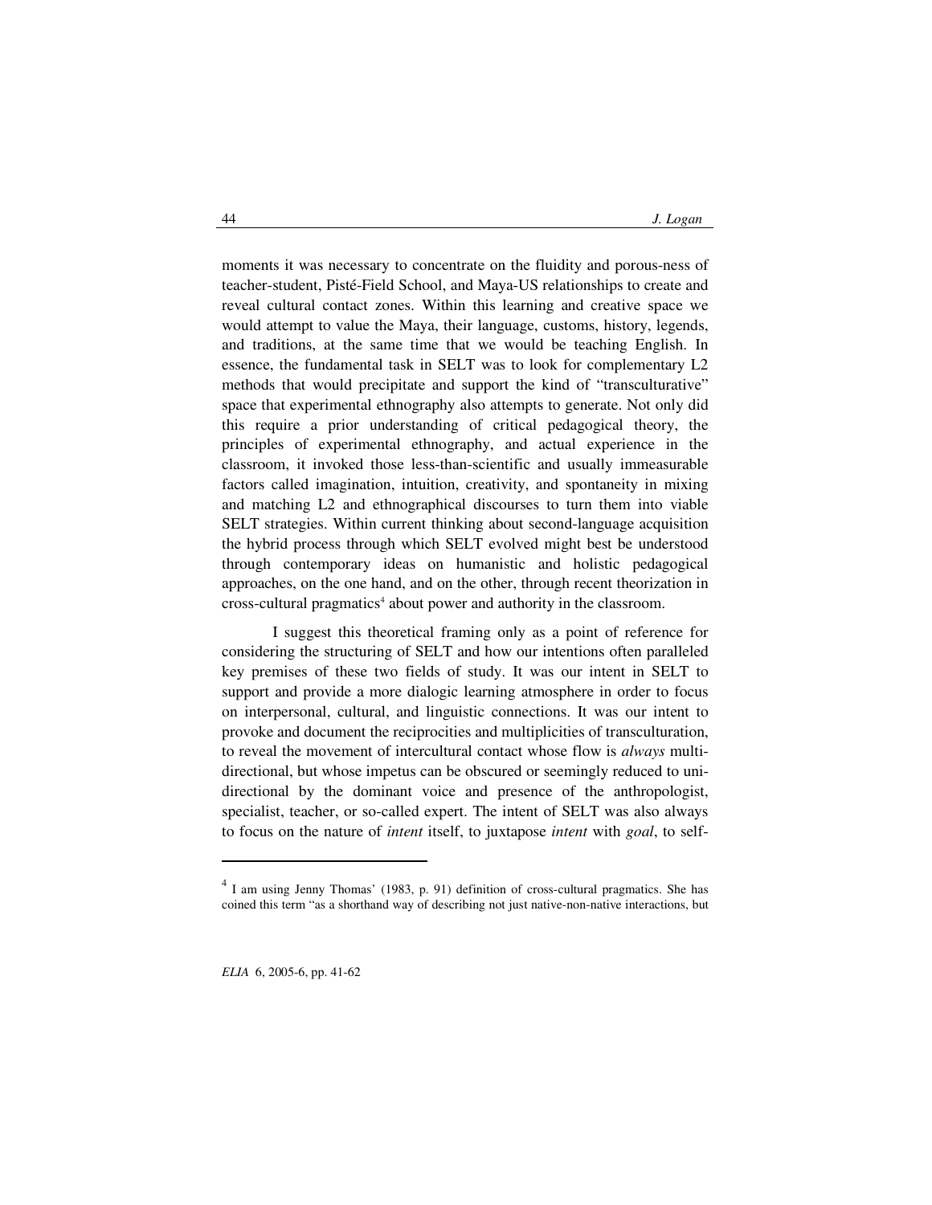moments it was necessary to concentrate on the fluidity and porous-ness of teacher-student, Pisté-Field School, and Maya-US relationships to create and reveal cultural contact zones. Within this learning and creative space we would attempt to value the Maya, their language, customs, history, legends, and traditions, at the same time that we would be teaching English. In essence, the fundamental task in SELT was to look for complementary L2 methods that would precipitate and support the kind of "transculturative" space that experimental ethnography also attempts to generate. Not only did this require a prior understanding of critical pedagogical theory, the principles of experimental ethnography, and actual experience in the classroom, it invoked those less-than-scientific and usually immeasurable factors called imagination, intuition, creativity, and spontaneity in mixing and matching L2 and ethnographical discourses to turn them into viable SELT strategies. Within current thinking about second-language acquisition the hybrid process through which SELT evolved might best be understood through contemporary ideas on humanistic and holistic pedagogical approaches, on the one hand, and on the other, through recent theorization in cross-cultural pragmatics[4] about power and authority in the classroom.

I suggest this theoretical framing only as a point of reference for considering the structuring of SELT and how our intentions often paralleled key premises of these two fields of study. It was our intent in SELT to support and provide a more dialogic learning atmosphere in order to focus on interpersonal, cultural, and linguistic connections. It was our intent to provoke and document the reciprocities and multiplicities of transculturation, to reveal the movement of intercultural contact whose flow is *always* multi-directional, but whose impetus can be obscured or seemingly reduced to uni-directional by the dominant voice and presence of the anthropologist, specialist, teacher, or so-called expert. The intent of SELT was also always to focus on the nature of *intent* itself, to juxtapose *intent* with *goal*, to self-

---

[4] I am using Jenny Thomas' (1983, p. 91) definition of cross-cultural pragmatics. She has coined this term "as a shorthand way of describing not just native-non-native interactions, but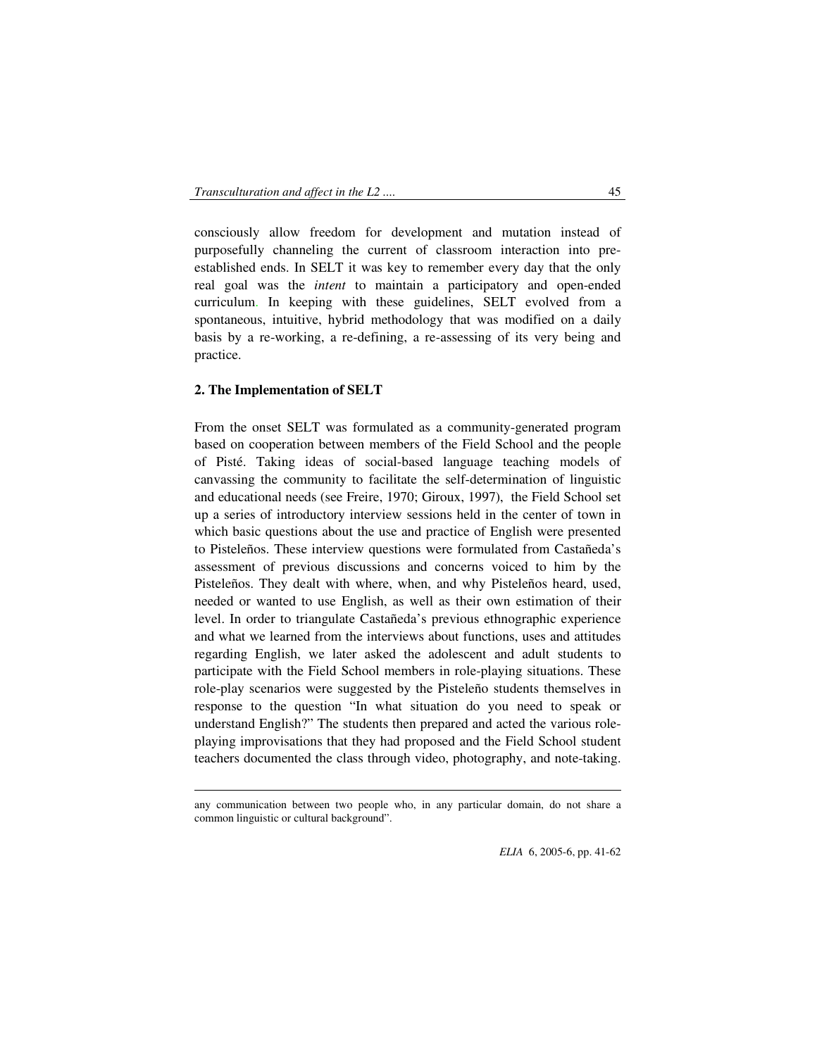consciously allow freedom for development and mutation instead of purposefully channeling the current of classroom interaction into pre-established ends. In SELT it was key to remember every day that the only real goal was the *intent* to maintain a participatory and open-ended curriculum. In keeping with these guidelines, SELT evolved from a spontaneous, intuitive, hybrid methodology that was modified on a daily basis by a re-working, a re-defining, a re-assessing of its very being and practice.

## 2. The Implementation of SELT

From the onset SELT was formulated as a community-generated program based on cooperation between members of the Field School and the people of Pisté. Taking ideas of social-based language teaching models of canvassing the community to facilitate the self-determination of linguistic and educational needs (see Freire, 1970; Giroux, 1997), the Field School set up a series of introductory interview sessions held in the center of town in which basic questions about the use and practice of English were presented to Pisteleños. These interview questions were formulated from Castañeda's assessment of previous discussions and concerns voiced to him by the Pisteleños. They dealt with where, when, and why Pisteleños heard, used, needed or wanted to use English, as well as their own estimation of their level. In order to triangulate Castañeda's previous ethnographic experience and what we learned from the interviews about functions, uses and attitudes regarding English, we later asked the adolescent and adult students to participate with the Field School members in role-playing situations. These role-play scenarios were suggested by the Pisteleño students themselves in response to the question "In what situation do you need to speak or understand English?" The students then prepared and acted the various role-playing improvisations that they had proposed and the Field School student teachers documented the class through video, photography, and note-taking.

---

any communication between two people who, in any particular domain, do not share a common linguistic or cultural background".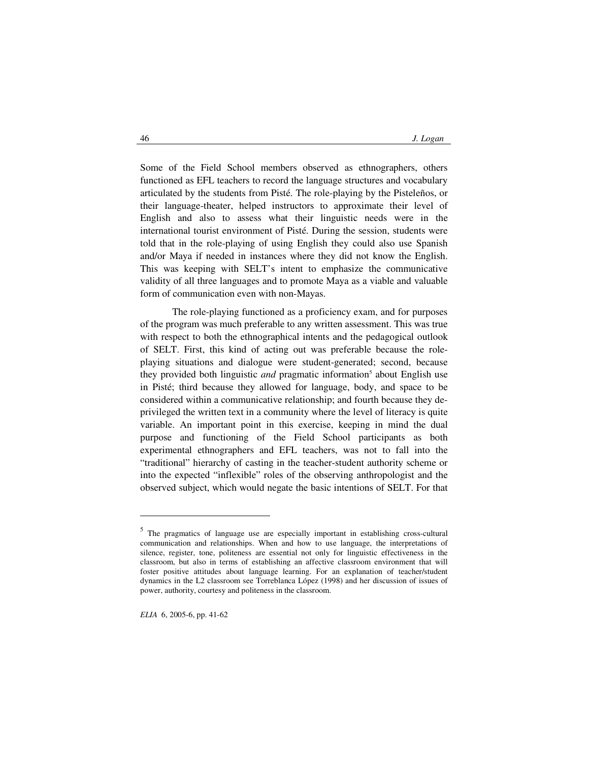Some of the Field School members observed as ethnographers, others functioned as EFL teachers to record the language structures and vocabulary articulated by the students from Pisté. The role-playing by the Pisteleños, or their language-theater, helped instructors to approximate their level of English and also to assess what their linguistic needs were in the international tourist environment of Pisté. During the session, students were told that in the role-playing of using English they could also use Spanish and/or Maya if needed in instances where they did not know the English. This was keeping with SELT's intent to emphasize the communicative validity of all three languages and to promote Maya as a viable and valuable form of communication even with non-Mayas.

The role-playing functioned as a proficiency exam, and for purposes of the program was much preferable to any written assessment. This was true with respect to both the ethnographical intents and the pedagogical outlook of SELT. First, this kind of acting out was preferable because the role-playing situations and dialogue were student-generated; second, because they provided both linguistic *and* pragmatic information[5] about English use in Pisté; third because they allowed for language, body, and space to be considered within a communicative relationship; and fourth because they de-privileged the written text in a community where the level of literacy is quite variable. An important point in this exercise, keeping in mind the dual purpose and functioning of the Field School participants as both experimental ethnographers and EFL teachers, was not to fall into the "traditional" hierarchy of casting in the teacher-student authority scheme or into the expected "inflexible" roles of the observing anthropologist and the observed subject, which would negate the basic intentions of SELT. For that

[5] The pragmatics of language use are especially important in establishing cross-cultural communication and relationships. When and how to use language, the interpretations of silence, register, tone, politeness are essential not only for linguistic effectiveness in the classroom, but also in terms of establishing an affective classroom environment that will foster positive attitudes about language learning. For an explanation of teacher/student dynamics in the L2 classroom see Torreblanca López (1998) and her discussion of issues of power, authority, courtesy and politeness in the classroom.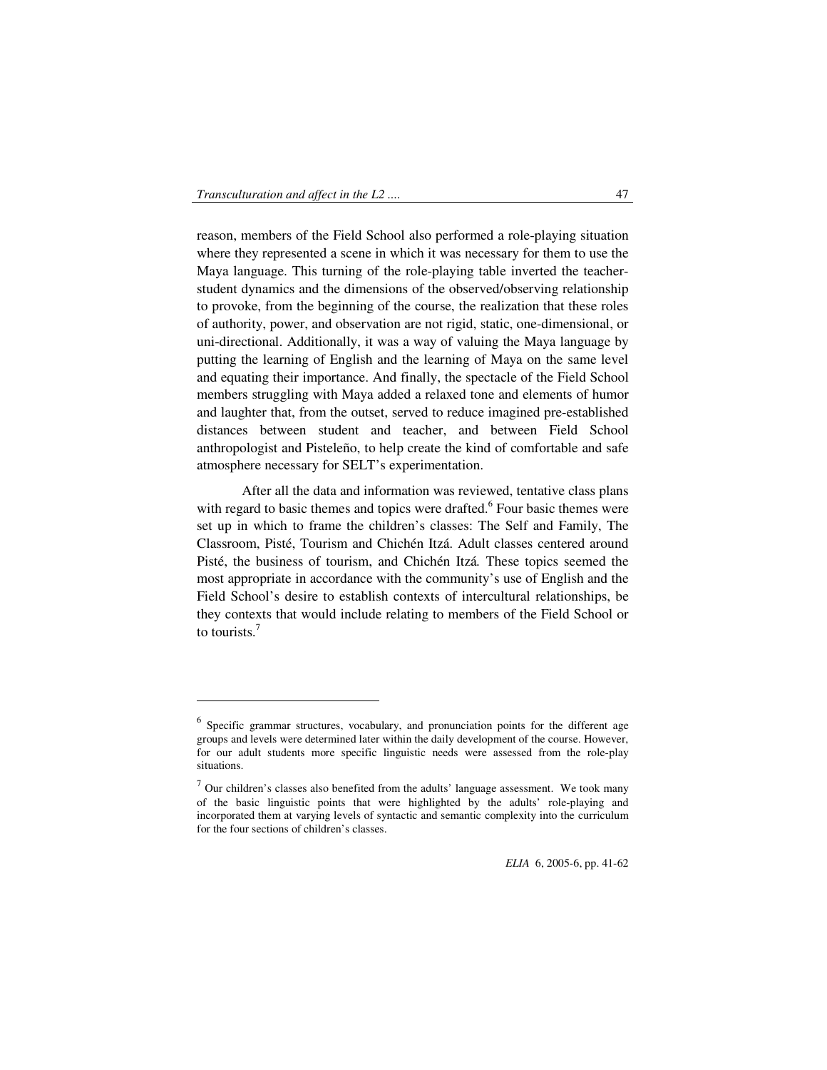reason, members of the Field School also performed a role-playing situation where they represented a scene in which it was necessary for them to use the Maya language. This turning of the role-playing table inverted the teacher-student dynamics and the dimensions of the observed/observing relationship to provoke, from the beginning of the course, the realization that these roles of authority, power, and observation are not rigid, static, one-dimensional, or uni-directional. Additionally, it was a way of valuing the Maya language by putting the learning of English and the learning of Maya on the same level and equating their importance. And finally, the spectacle of the Field School members struggling with Maya added a relaxed tone and elements of humor and laughter that, from the outset, served to reduce imagined pre-established distances between student and teacher, and between Field School anthropologist and Pisteleño, to help create the kind of comfortable and safe atmosphere necessary for SELT's experimentation.

After all the data and information was reviewed, tentative class plans with regard to basic themes and topics were drafted.[6] Four basic themes were set up in which to frame the children's classes: The Self and Family, The Classroom, Pisté, Tourism and Chichén Itzá. Adult classes centered around Pisté, the business of tourism, and Chichén Itzá. These topics seemed the most appropriate in accordance with the community's use of English and the Field School's desire to establish contexts of intercultural relationships, be they contexts that would include relating to members of the Field School or to tourists.[7]

---

[6] Specific grammar structures, vocabulary, and pronunciation points for the different age groups and levels were determined later within the daily development of the course. However, for our adult students more specific linguistic needs were assessed from the role-play situations.

[7] Our children's classes also benefited from the adults' language assessment. We took many of the basic linguistic points that were highlighted by the adults' role-playing and incorporated them at varying levels of syntactic and semantic complexity into the curriculum for the four sections of children's classes.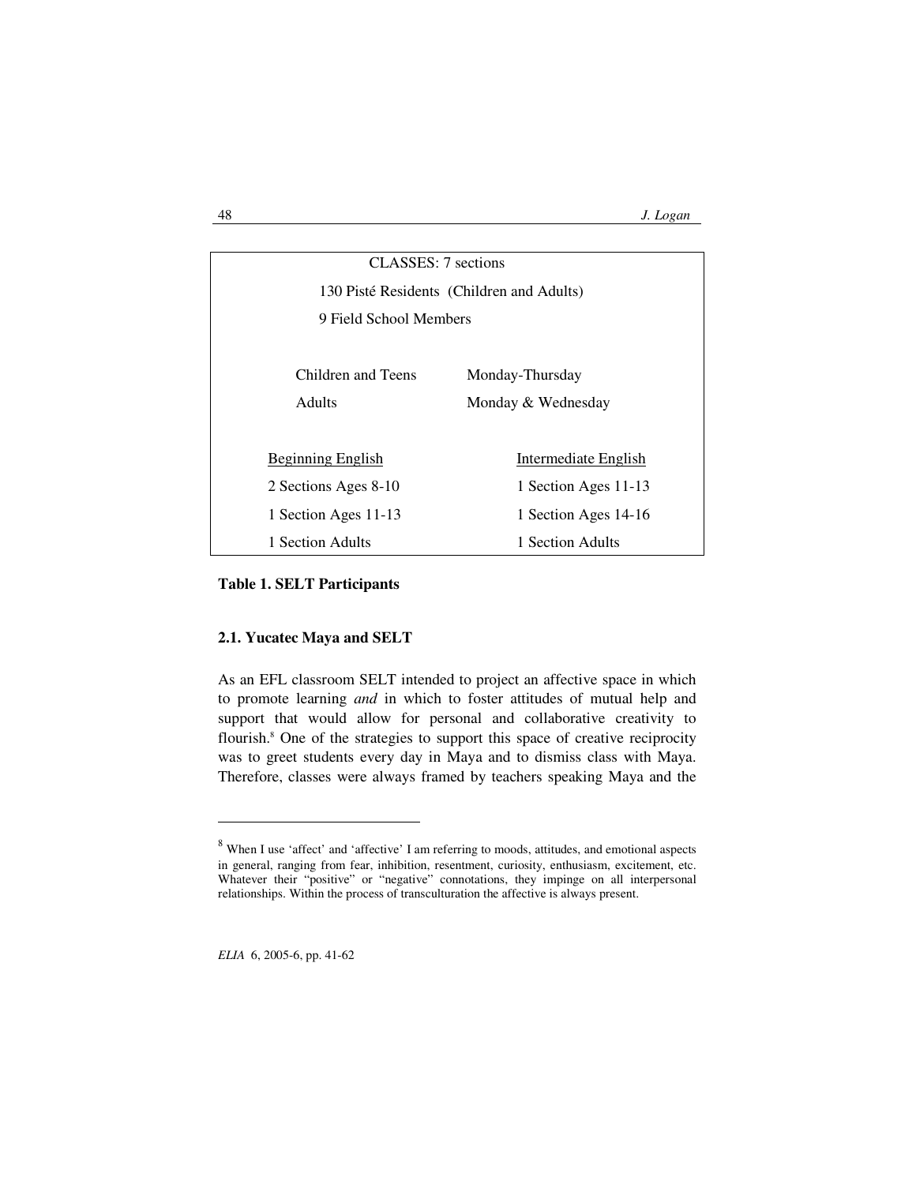| CLASSES: 7 sections | |
|---|---|
| 130 Pisté Residents (Children and Adults) | |
| 9 Field School Members | |
| | |
| Children and Teens | Monday-Thursday |
| Adults | Monday & Wednesday |
| | |
| Beginning English | Intermediate English |
| 2 Sections Ages 8-10 | 1 Section Ages 11-13 |
| 1 Section Ages 11-13 | 1 Section Ages 14-16 |
| 1 Section Adults | 1 Section Adults |

**Table 1. SELT Participants**

### 2.1. Yucatec Maya and SELT

As an EFL classroom SELT intended to project an affective space in which to promote learning *and* in which to foster attitudes of mutual help and support that would allow for personal and collaborative creativity to flourish.[8] One of the strategies to support this space of creative reciprocity was to greet students every day in Maya and to dismiss class with Maya. Therefore, classes were always framed by teachers speaking Maya and the

[8] When I use 'affect' and 'affective' I am referring to moods, attitudes, and emotional aspects in general, ranging from fear, inhibition, resentment, curiosity, enthusiasm, excitement, etc. Whatever their "positive" or "negative" connotations, they impinge on all interpersonal relationships. Within the process of transculturation the affective is always present.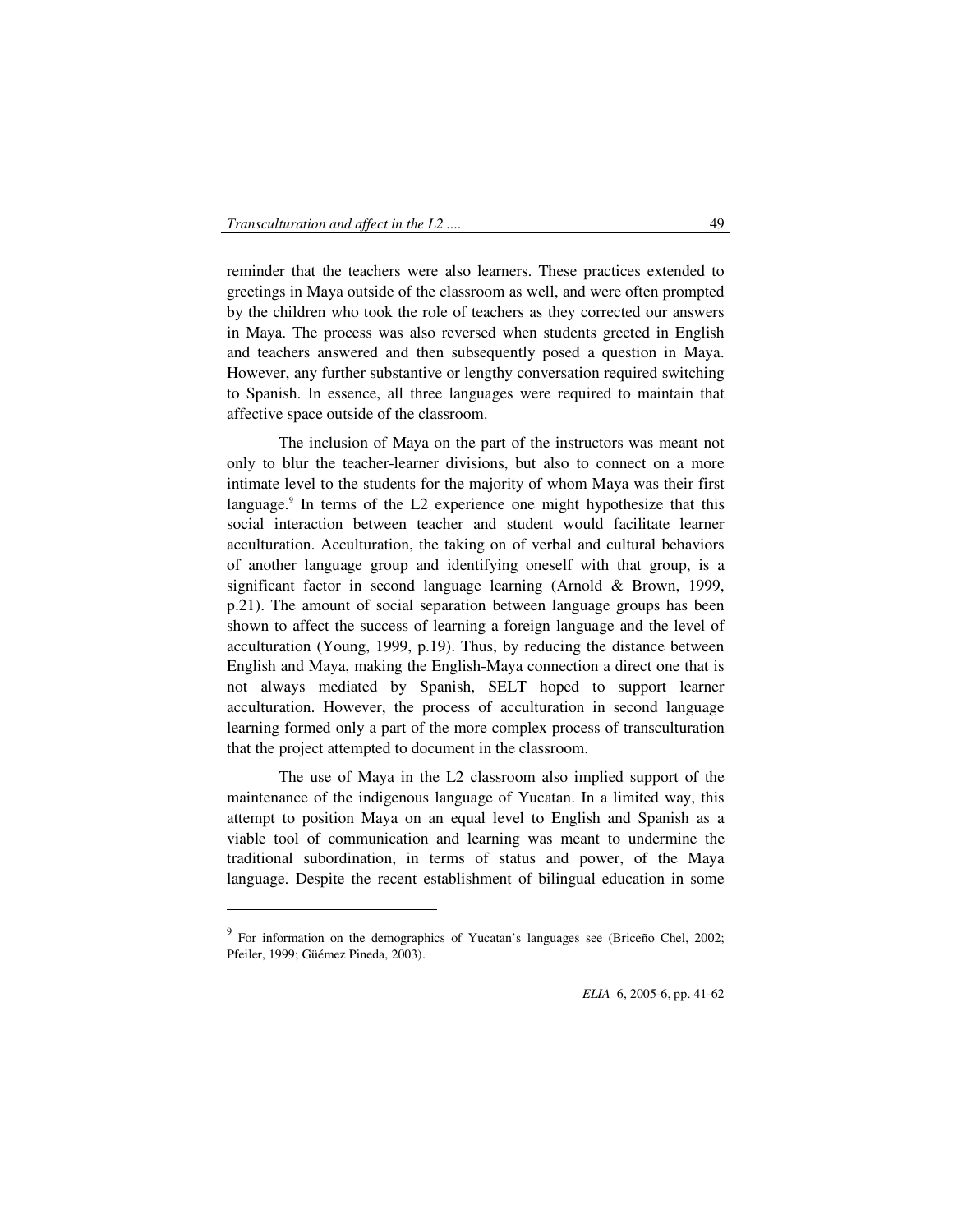reminder that the teachers were also learners. These practices extended to greetings in Maya outside of the classroom as well, and were often prompted by the children who took the role of teachers as they corrected our answers in Maya. The process was also reversed when students greeted in English and teachers answered and then subsequently posed a question in Maya. However, any further substantive or lengthy conversation required switching to Spanish. In essence, all three languages were required to maintain that affective space outside of the classroom.

The inclusion of Maya on the part of the instructors was meant not only to blur the teacher-learner divisions, but also to connect on a more intimate level to the students for the majority of whom Maya was their first language.[9] In terms of the L2 experience one might hypothesize that this social interaction between teacher and student would facilitate learner acculturation. Acculturation, the taking on of verbal and cultural behaviors of another language group and identifying oneself with that group, is a significant factor in second language learning (Arnold & Brown, 1999, p.21). The amount of social separation between language groups has been shown to affect the success of learning a foreign language and the level of acculturation (Young, 1999, p.19). Thus, by reducing the distance between English and Maya, making the English-Maya connection a direct one that is not always mediated by Spanish, SELT hoped to support learner acculturation. However, the process of acculturation in second language learning formed only a part of the more complex process of transculturation that the project attempted to document in the classroom.

The use of Maya in the L2 classroom also implied support of the maintenance of the indigenous language of Yucatan. In a limited way, this attempt to position Maya on an equal level to English and Spanish as a viable tool of communication and learning was meant to undermine the traditional subordination, in terms of status and power, of the Maya language. Despite the recent establishment of bilingual education in some

---

[9] For information on the demographics of Yucatan's languages see (Briceño Chel, 2002; Pfeiler, 1999; Güémez Pineda, 2003).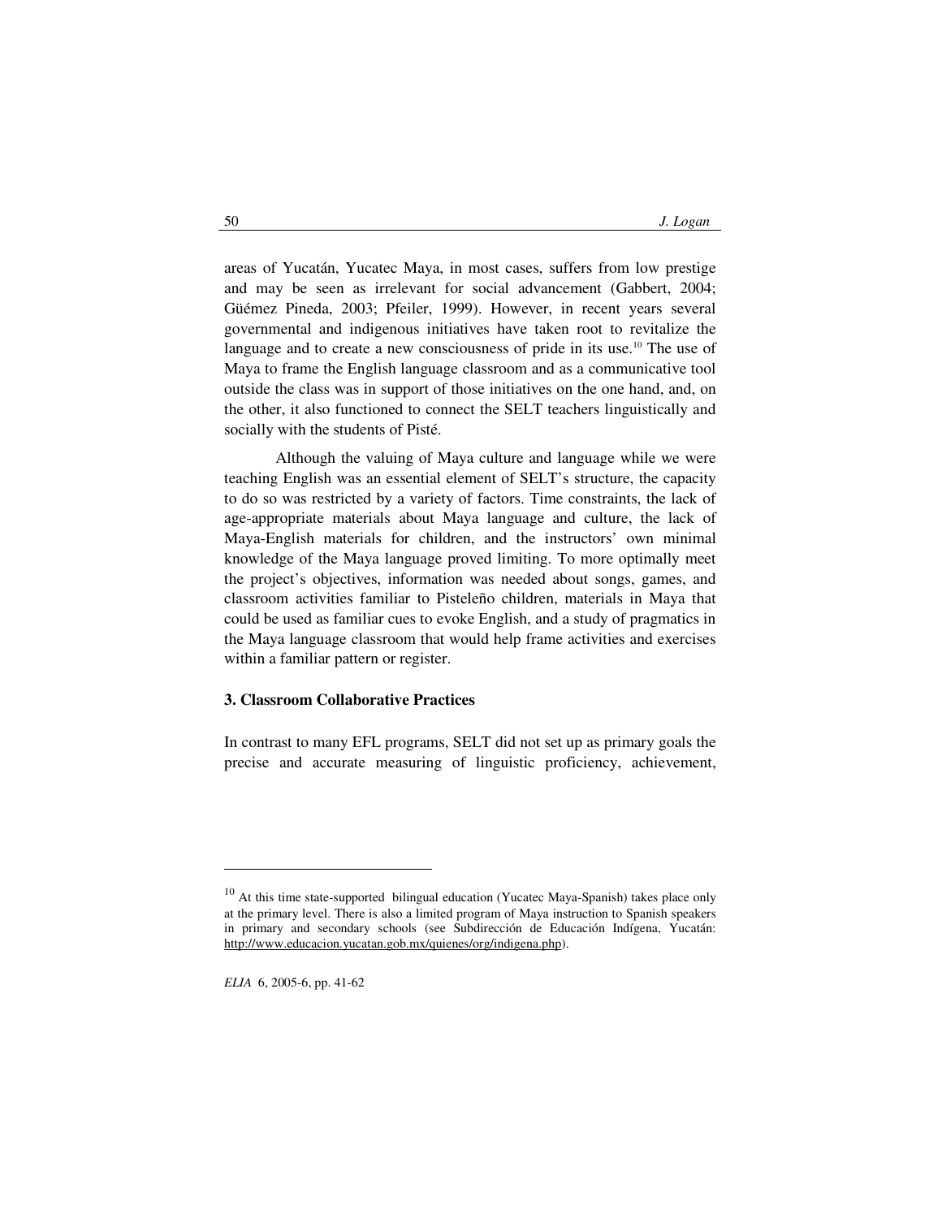areas of Yucatán, Yucatec Maya, in most cases, suffers from low prestige and may be seen as irrelevant for social advancement (Gabbert, 2004; Güémez Pineda, 2003; Pfeiler, 1999). However, in recent years several governmental and indigenous initiatives have taken root to revitalize the language and to create a new consciousness of pride in its use.[10] The use of Maya to frame the English language classroom and as a communicative tool outside the class was in support of those initiatives on the one hand, and, on the other, it also functioned to connect the SELT teachers linguistically and socially with the students of Pisté.

Although the valuing of Maya culture and language while we were teaching English was an essential element of SELT's structure, the capacity to do so was restricted by a variety of factors. Time constraints, the lack of age-appropriate materials about Maya language and culture, the lack of Maya-English materials for children, and the instructors' own minimal knowledge of the Maya language proved limiting. To more optimally meet the project's objectives, information was needed about songs, games, and classroom activities familiar to Pisteleño children, materials in Maya that could be used as familiar cues to evoke English, and a study of pragmatics in the Maya language classroom that would help frame activities and exercises within a familiar pattern or register.

### 3. Classroom Collaborative Practices

In contrast to many EFL programs, SELT did not set up as primary goals the precise and accurate measuring of linguistic proficiency, achievement,

---

[10] At this time state-supported bilingual education (Yucatec Maya-Spanish) takes place only at the primary level. There is also a limited program of Maya instruction to Spanish speakers in primary and secondary schools (see Subdirección de Educación Indígena, Yucatán: http://www.educacion.yucatan.gob.mx/quienes/org/indigena.php).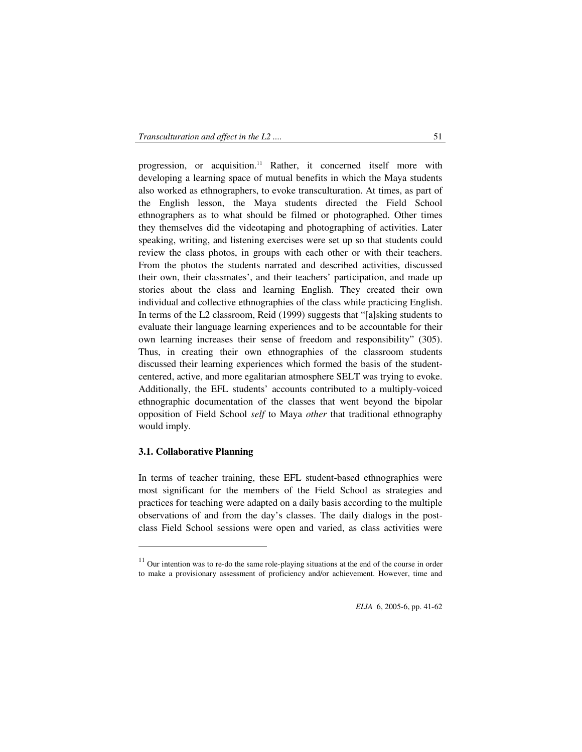progression, or acquisition.[11] Rather, it concerned itself more with developing a learning space of mutual benefits in which the Maya students also worked as ethnographers, to evoke transculturation. At times, as part of the English lesson, the Maya students directed the Field School ethnographers as to what should be filmed or photographed. Other times they themselves did the videotaping and photographing of activities. Later speaking, writing, and listening exercises were set up so that students could review the class photos, in groups with each other or with their teachers. From the photos the students narrated and described activities, discussed their own, their classmates', and their teachers' participation, and made up stories about the class and learning English. They created their own individual and collective ethnographies of the class while practicing English. In terms of the L2 classroom, Reid (1999) suggests that "[a]sking students to evaluate their language learning experiences and to be accountable for their own learning increases their sense of freedom and responsibility" (305). Thus, in creating their own ethnographies of the classroom students discussed their learning experiences which formed the basis of the student-centered, active, and more egalitarian atmosphere SELT was trying to evoke. Additionally, the EFL students' accounts contributed to a multiply-voiced ethnographic documentation of the classes that went beyond the bipolar opposition of Field School *self* to Maya *other* that traditional ethnography would imply.

### 3.1. Collaborative Planning

In terms of teacher training, these EFL student-based ethnographies were most significant for the members of the Field School as strategies and practices for teaching were adapted on a daily basis according to the multiple observations of and from the day's classes. The daily dialogs in the post-class Field School sessions were open and varied, as class activities were

---

[11] Our intention was to re-do the same role-playing situations at the end of the course in order to make a provisionary assessment of proficiency and/or achievement. However, time and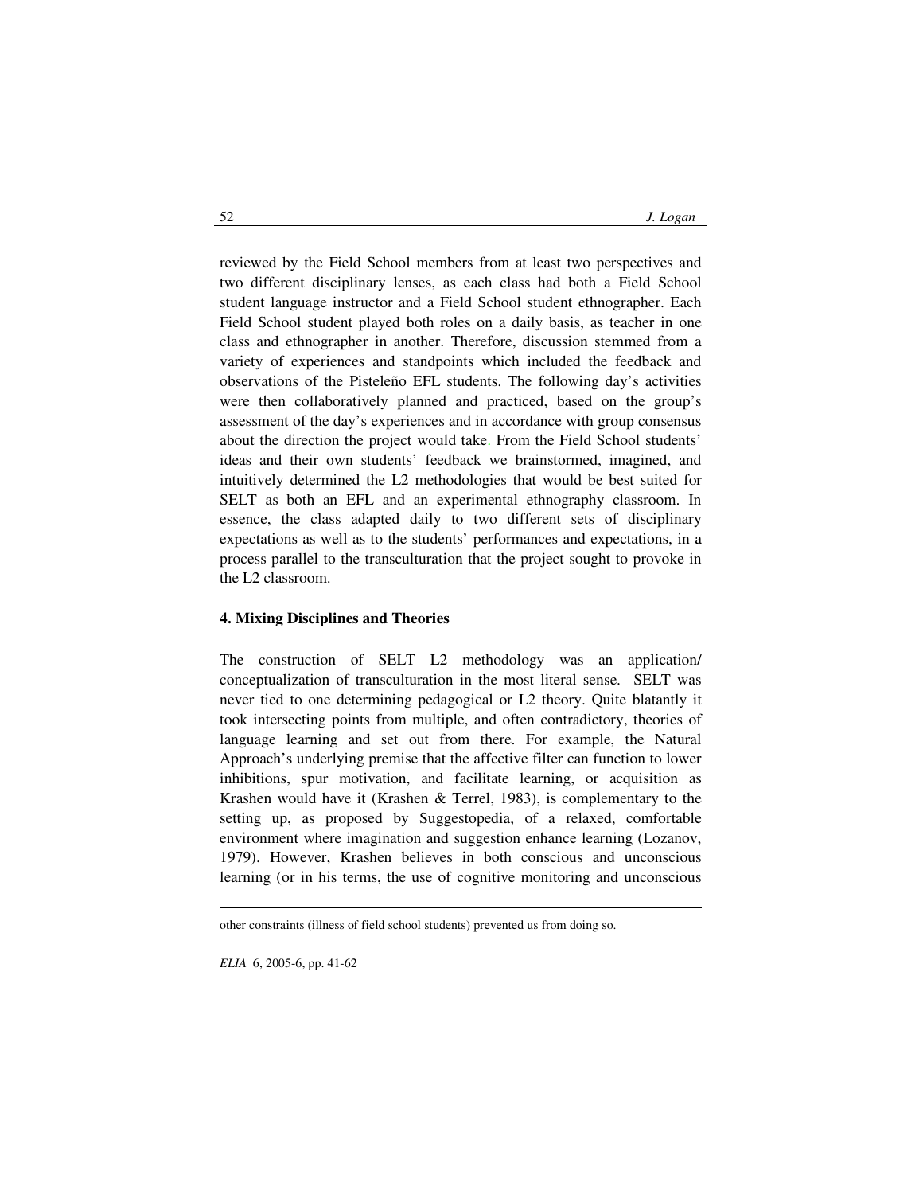reviewed by the Field School members from at least two perspectives and two different disciplinary lenses, as each class had both a Field School student language instructor and a Field School student ethnographer. Each Field School student played both roles on a daily basis, as teacher in one class and ethnographer in another. Therefore, discussion stemmed from a variety of experiences and standpoints which included the feedback and observations of the Pisteleño EFL students. The following day's activities were then collaboratively planned and practiced, based on the group's assessment of the day's experiences and in accordance with group consensus about the direction the project would take. From the Field School students' ideas and their own students' feedback we brainstormed, imagined, and intuitively determined the L2 methodologies that would be best suited for SELT as both an EFL and an experimental ethnography classroom. In essence, the class adapted daily to two different sets of disciplinary expectations as well as to the students' performances and expectations, in a process parallel to the transculturation that the project sought to provoke in the L2 classroom.

## 4. Mixing Disciplines and Theories

The construction of SELT L2 methodology was an application/ conceptualization of transculturation in the most literal sense. SELT was never tied to one determining pedagogical or L2 theory. Quite blatantly it took intersecting points from multiple, and often contradictory, theories of language learning and set out from there. For example, the Natural Approach's underlying premise that the affective filter can function to lower inhibitions, spur motivation, and facilitate learning, or acquisition as Krashen would have it (Krashen & Terrel, 1983), is complementary to the setting up, as proposed by Suggestopedia, of a relaxed, comfortable environment where imagination and suggestion enhance learning (Lozanov, 1979). However, Krashen believes in both conscious and unconscious learning (or in his terms, the use of cognitive monitoring and unconscious

---

other constraints (illness of field school students) prevented us from doing so.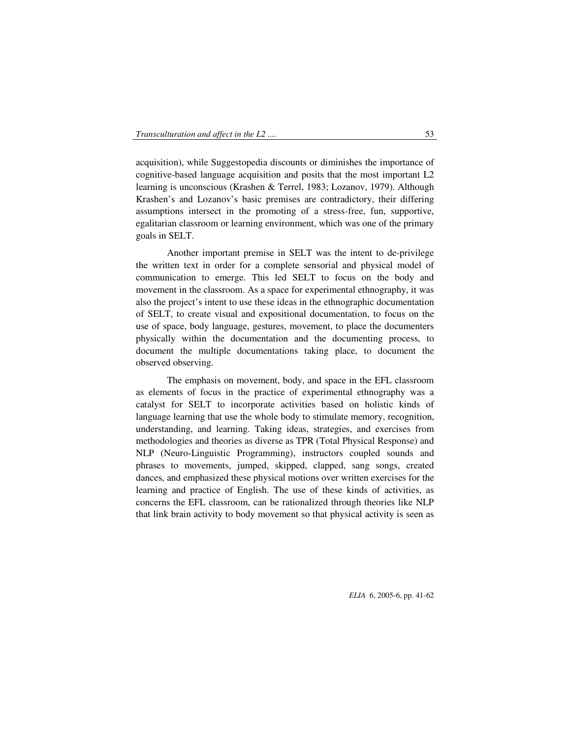acquisition), while Suggestopedia discounts or diminishes the importance of cognitive-based language acquisition and posits that the most important L2 learning is unconscious (Krashen & Terrel, 1983; Lozanov, 1979). Although Krashen's and Lozanov's basic premises are contradictory, their differing assumptions intersect in the promoting of a stress-free, fun, supportive, egalitarian classroom or learning environment, which was one of the primary goals in SELT.

Another important premise in SELT was the intent to de-privilege the written text in order for a complete sensorial and physical model of communication to emerge. This led SELT to focus on the body and movement in the classroom. As a space for experimental ethnography, it was also the project's intent to use these ideas in the ethnographic documentation of SELT, to create visual and expositional documentation, to focus on the use of space, body language, gestures, movement, to place the documenters physically within the documentation and the documenting process, to document the multiple documentations taking place, to document the observed observing.

The emphasis on movement, body, and space in the EFL classroom as elements of focus in the practice of experimental ethnography was a catalyst for SELT to incorporate activities based on holistic kinds of language learning that use the whole body to stimulate memory, recognition, understanding, and learning. Taking ideas, strategies, and exercises from methodologies and theories as diverse as TPR (Total Physical Response) and NLP (Neuro-Linguistic Programming), instructors coupled sounds and phrases to movements, jumped, skipped, clapped, sang songs, created dances, and emphasized these physical motions over written exercises for the learning and practice of English. The use of these kinds of activities, as concerns the EFL classroom, can be rationalized through theories like NLP that link brain activity to body movement so that physical activity is seen as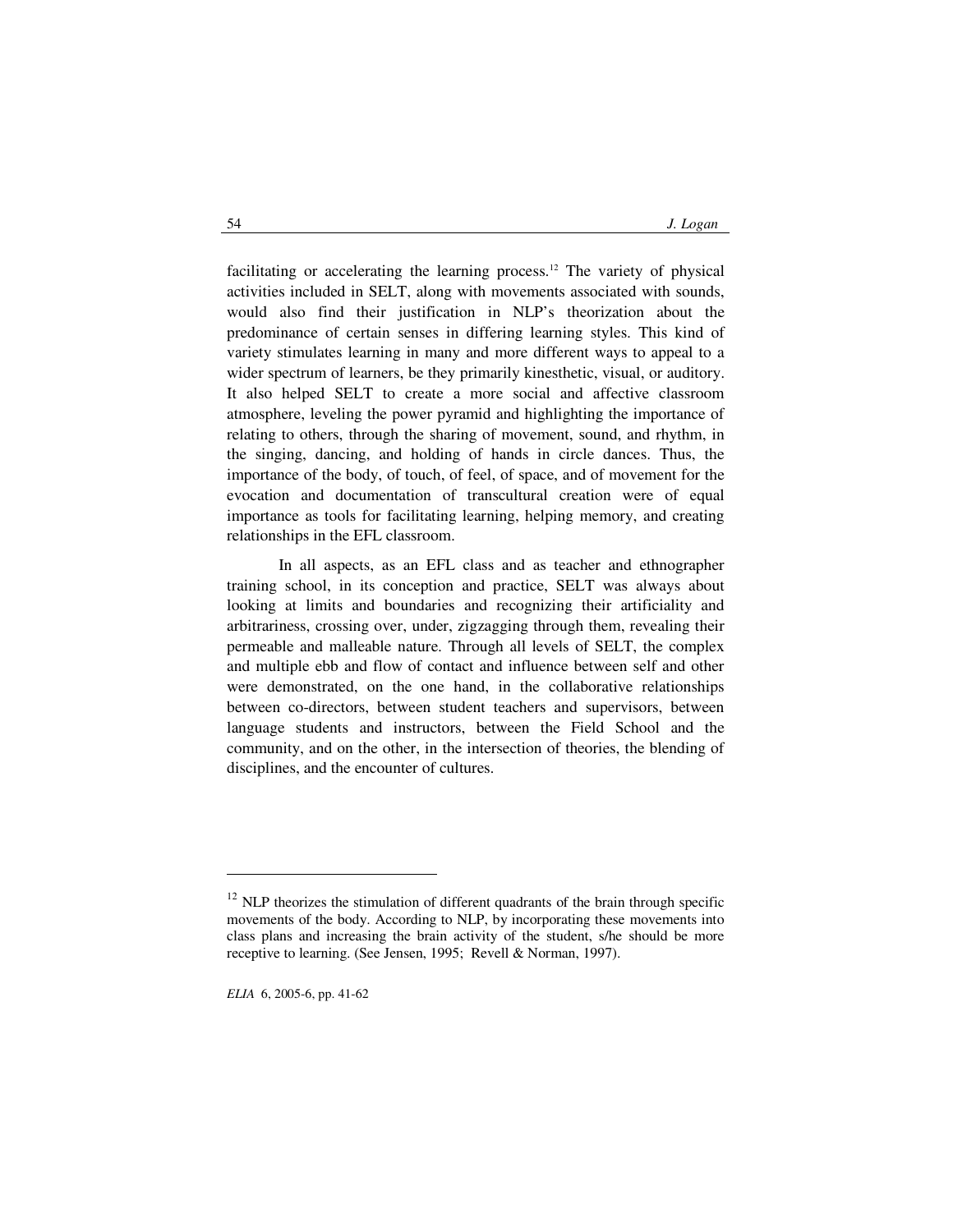facilitating or accelerating the learning process.[12] The variety of physical activities included in SELT, along with movements associated with sounds, would also find their justification in NLP's theorization about the predominance of certain senses in differing learning styles. This kind of variety stimulates learning in many and more different ways to appeal to a wider spectrum of learners, be they primarily kinesthetic, visual, or auditory. It also helped SELT to create a more social and affective classroom atmosphere, leveling the power pyramid and highlighting the importance of relating to others, through the sharing of movement, sound, and rhythm, in the singing, dancing, and holding of hands in circle dances. Thus, the importance of the body, of touch, of feel, of space, and of movement for the evocation and documentation of transcultural creation were of equal importance as tools for facilitating learning, helping memory, and creating relationships in the EFL classroom.

In all aspects, as an EFL class and as teacher and ethnographer training school, in its conception and practice, SELT was always about looking at limits and boundaries and recognizing their artificiality and arbitrariness, crossing over, under, zigzagging through them, revealing their permeable and malleable nature. Through all levels of SELT, the complex and multiple ebb and flow of contact and influence between self and other were demonstrated, on the one hand, in the collaborative relationships between co-directors, between student teachers and supervisors, between language students and instructors, between the Field School and the community, and on the other, in the intersection of theories, the blending of disciplines, and the encounter of cultures.

---

[12] NLP theorizes the stimulation of different quadrants of the brain through specific movements of the body. According to NLP, by incorporating these movements into class plans and increasing the brain activity of the student, s/he should be more receptive to learning. (See Jensen, 1995; Revell & Norman, 1997).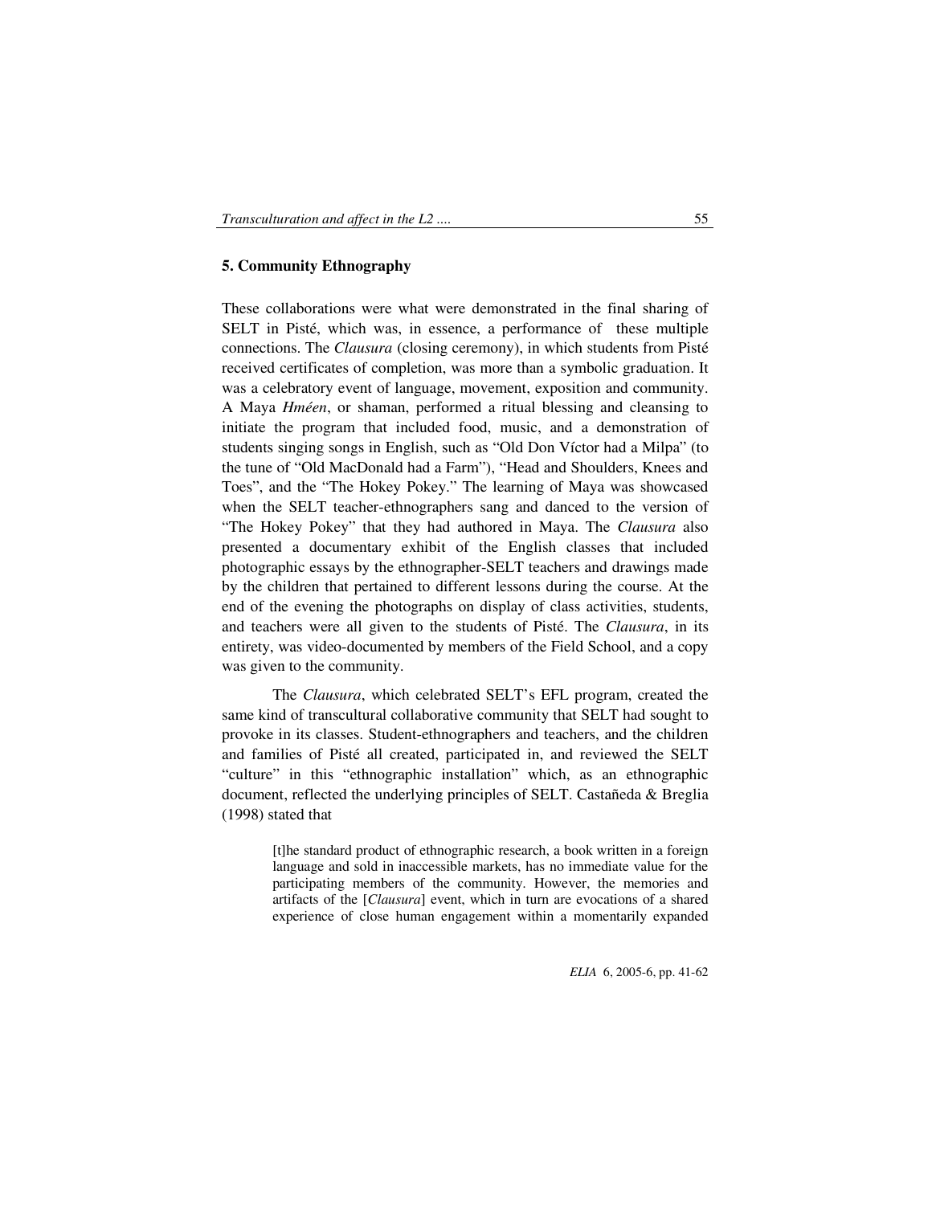## 5. Community Ethnography

These collaborations were what were demonstrated in the final sharing of SELT in Pisté, which was, in essence, a performance of these multiple connections. The *Clausura* (closing ceremony), in which students from Pisté received certificates of completion, was more than a symbolic graduation. It was a celebratory event of language, movement, exposition and community. A Maya *Hméen*, or shaman, performed a ritual blessing and cleansing to initiate the program that included food, music, and a demonstration of students singing songs in English, such as "Old Don Víctor had a Milpa" (to the tune of "Old MacDonald had a Farm"), "Head and Shoulders, Knees and Toes", and the "The Hokey Pokey." The learning of Maya was showcased when the SELT teacher-ethnographers sang and danced to the version of "The Hokey Pokey" that they had authored in Maya. The *Clausura* also presented a documentary exhibit of the English classes that included photographic essays by the ethnographer-SELT teachers and drawings made by the children that pertained to different lessons during the course. At the end of the evening the photographs on display of class activities, students, and teachers were all given to the students of Pisté. The *Clausura*, in its entirety, was video-documented by members of the Field School, and a copy was given to the community.

The *Clausura*, which celebrated SELT's EFL program, created the same kind of transcultural collaborative community that SELT had sought to provoke in its classes. Student-ethnographers and teachers, and the children and families of Pisté all created, participated in, and reviewed the SELT "culture" in this "ethnographic installation" which, as an ethnographic document, reflected the underlying principles of SELT. Castañeda & Breglia (1998) stated that

> [t]he standard product of ethnographic research, a book written in a foreign language and sold in inaccessible markets, has no immediate value for the participating members of the community. However, the memories and artifacts of the [*Clausura*] event, which in turn are evocations of a shared experience of close human engagement within a momentarily expanded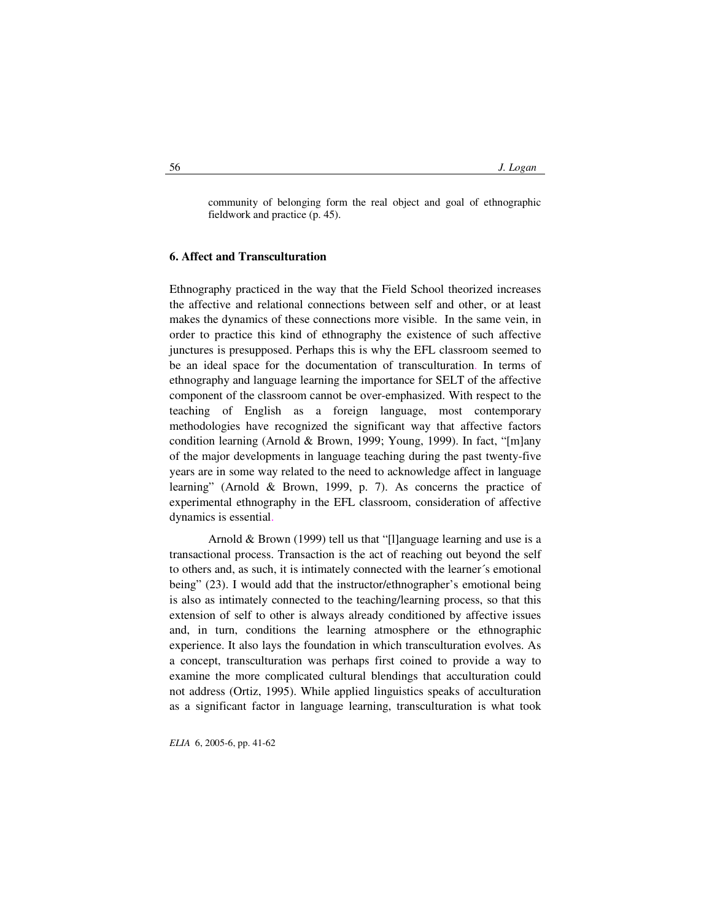> community of belonging form the real object and goal of ethnographic fieldwork and practice (p. 45).

## 6. Affect and Transculturation

Ethnography practiced in the way that the Field School theorized increases the affective and relational connections between self and other, or at least makes the dynamics of these connections more visible. In the same vein, in order to practice this kind of ethnography the existence of such affective junctures is presupposed. Perhaps this is why the EFL classroom seemed to be an ideal space for the documentation of transculturation. In terms of ethnography and language learning the importance for SELT of the affective component of the classroom cannot be over-emphasized. With respect to the teaching of English as a foreign language, most contemporary methodologies have recognized the significant way that affective factors condition learning (Arnold & Brown, 1999; Young, 1999). In fact, "[m]any of the major developments in language teaching during the past twenty-five years are in some way related to the need to acknowledge affect in language learning" (Arnold & Brown, 1999, p. 7). As concerns the practice of experimental ethnography in the EFL classroom, consideration of affective dynamics is essential.

Arnold & Brown (1999) tell us that "[l]anguage learning and use is a transactional process. Transaction is the act of reaching out beyond the self to others and, as such, it is intimately connected with the learner´s emotional being" (23). I would add that the instructor/ethnographer's emotional being is also as intimately connected to the teaching/learning process, so that this extension of self to other is always already conditioned by affective issues and, in turn, conditions the learning atmosphere or the ethnographic experience. It also lays the foundation in which transculturation evolves. As a concept, transculturation was perhaps first coined to provide a way to examine the more complicated cultural blendings that acculturation could not address (Ortiz, 1995). While applied linguistics speaks of acculturation as a significant factor in language learning, transculturation is what took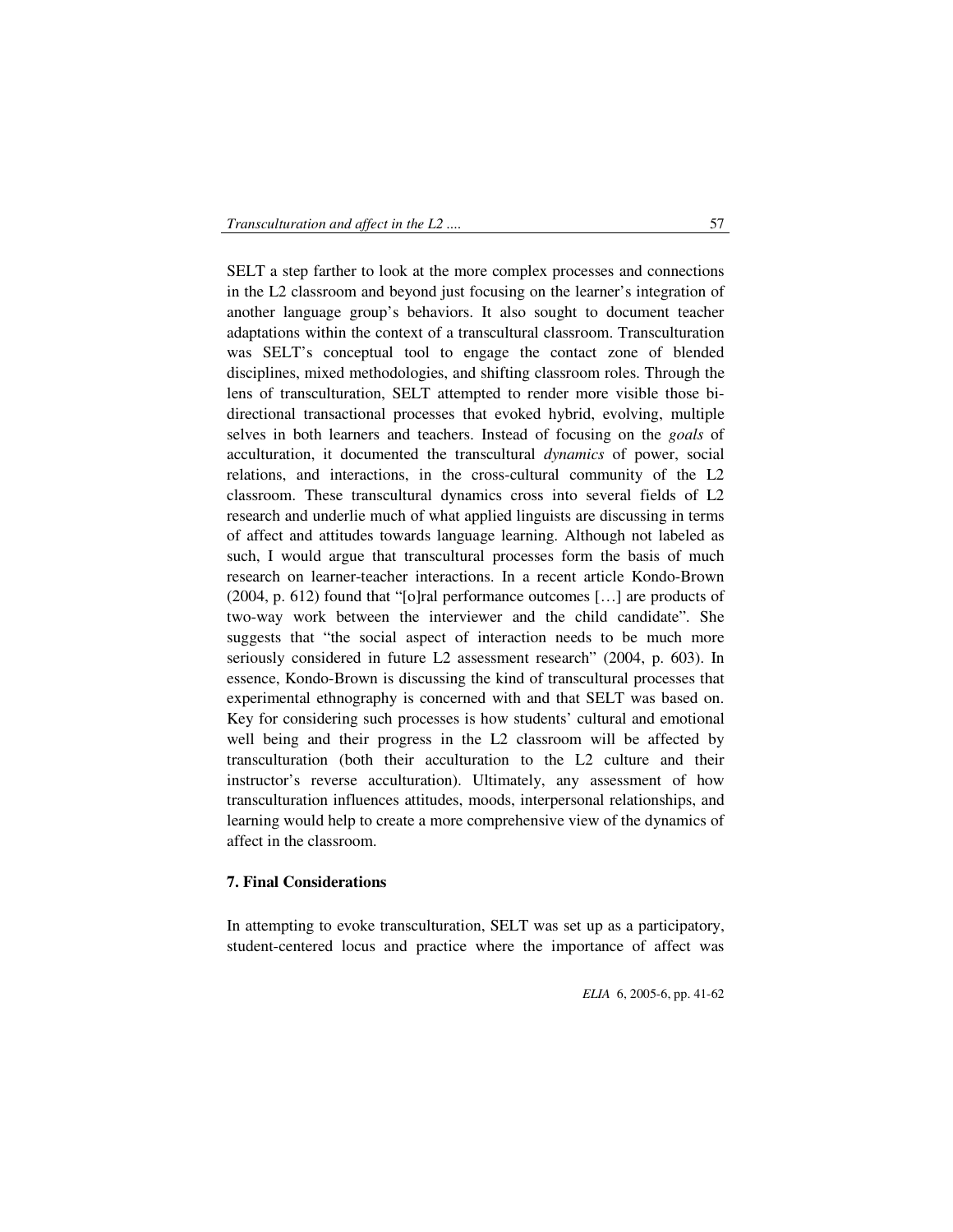SELT a step farther to look at the more complex processes and connections in the L2 classroom and beyond just focusing on the learner's integration of another language group's behaviors. It also sought to document teacher adaptations within the context of a transcultural classroom. Transculturation was SELT's conceptual tool to engage the contact zone of blended disciplines, mixed methodologies, and shifting classroom roles. Through the lens of transculturation, SELT attempted to render more visible those bi-directional transactional processes that evoked hybrid, evolving, multiple selves in both learners and teachers. Instead of focusing on the *goals* of acculturation, it documented the transcultural *dynamics* of power, social relations, and interactions, in the cross-cultural community of the L2 classroom. These transcultural dynamics cross into several fields of L2 research and underlie much of what applied linguists are discussing in terms of affect and attitudes towards language learning. Although not labeled as such, I would argue that transcultural processes form the basis of much research on learner-teacher interactions. In a recent article Kondo-Brown (2004, p. 612) found that "[o]ral performance outcomes […] are products of two-way work between the interviewer and the child candidate". She suggests that "the social aspect of interaction needs to be much more seriously considered in future L2 assessment research" (2004, p. 603). In essence, Kondo-Brown is discussing the kind of transcultural processes that experimental ethnography is concerned with and that SELT was based on. Key for considering such processes is how students' cultural and emotional well being and their progress in the L2 classroom will be affected by transculturation (both their acculturation to the L2 culture and their instructor's reverse acculturation). Ultimately, any assessment of how transculturation influences attitudes, moods, interpersonal relationships, and learning would help to create a more comprehensive view of the dynamics of affect in the classroom.

## 7. Final Considerations

In attempting to evoke transculturation, SELT was set up as a participatory, student-centered locus and practice where the importance of affect was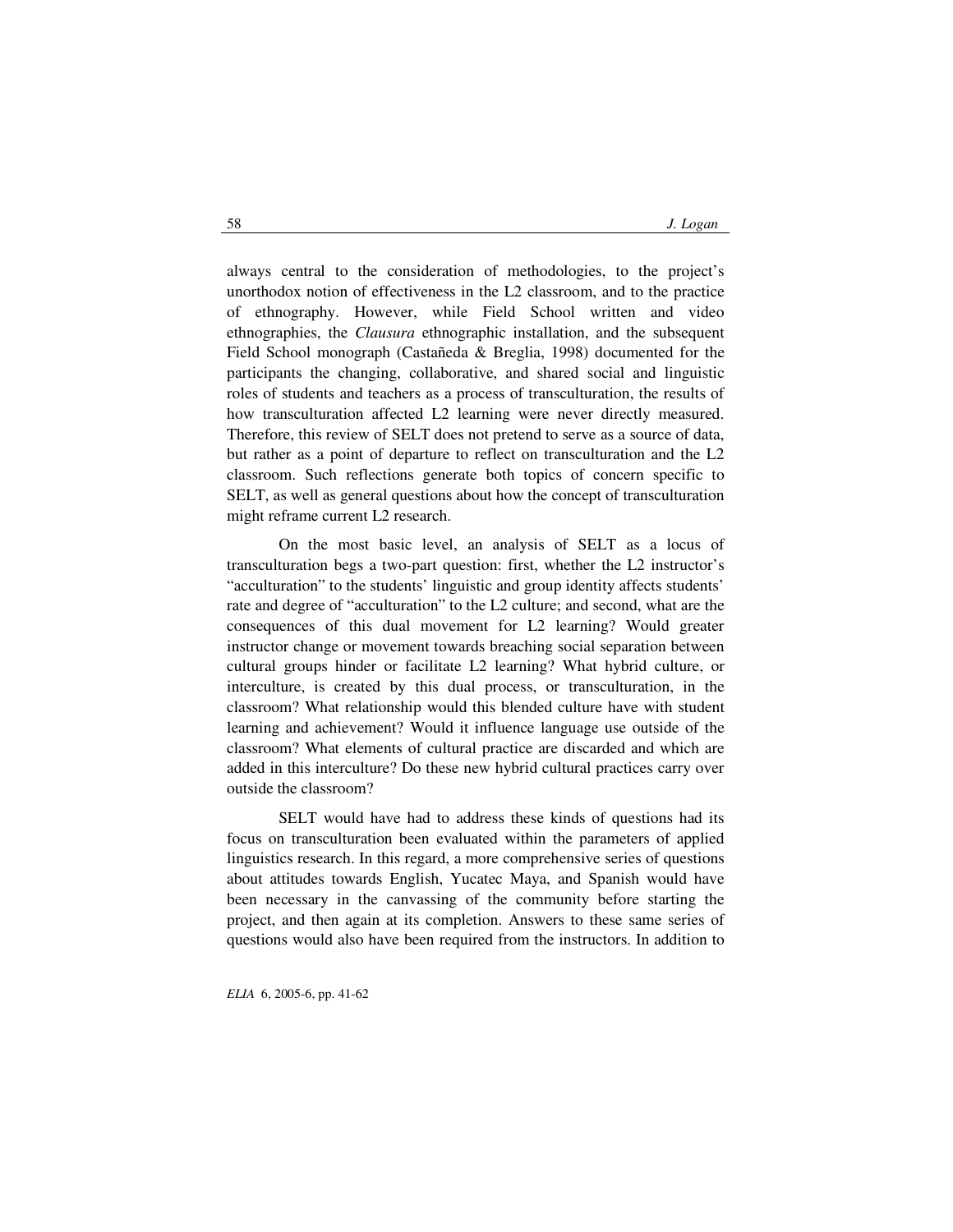always central to the consideration of methodologies, to the project's unorthodox notion of effectiveness in the L2 classroom, and to the practice of ethnography. However, while Field School written and video ethnographies, the *Clausura* ethnographic installation, and the subsequent Field School monograph (Castañeda & Breglia, 1998) documented for the participants the changing, collaborative, and shared social and linguistic roles of students and teachers as a process of transculturation, the results of how transculturation affected L2 learning were never directly measured. Therefore, this review of SELT does not pretend to serve as a source of data, but rather as a point of departure to reflect on transculturation and the L2 classroom. Such reflections generate both topics of concern specific to SELT, as well as general questions about how the concept of transculturation might reframe current L2 research.

On the most basic level, an analysis of SELT as a locus of transculturation begs a two-part question: first, whether the L2 instructor's "acculturation" to the students' linguistic and group identity affects students' rate and degree of "acculturation" to the L2 culture; and second, what are the consequences of this dual movement for L2 learning? Would greater instructor change or movement towards breaching social separation between cultural groups hinder or facilitate L2 learning? What hybrid culture, or interculture, is created by this dual process, or transculturation, in the classroom? What relationship would this blended culture have with student learning and achievement? Would it influence language use outside of the classroom? What elements of cultural practice are discarded and which are added in this interculture? Do these new hybrid cultural practices carry over outside the classroom?

SELT would have had to address these kinds of questions had its focus on transculturation been evaluated within the parameters of applied linguistics research. In this regard, a more comprehensive series of questions about attitudes towards English, Yucatec Maya, and Spanish would have been necessary in the canvassing of the community before starting the project, and then again at its completion. Answers to these same series of questions would also have been required from the instructors. In addition to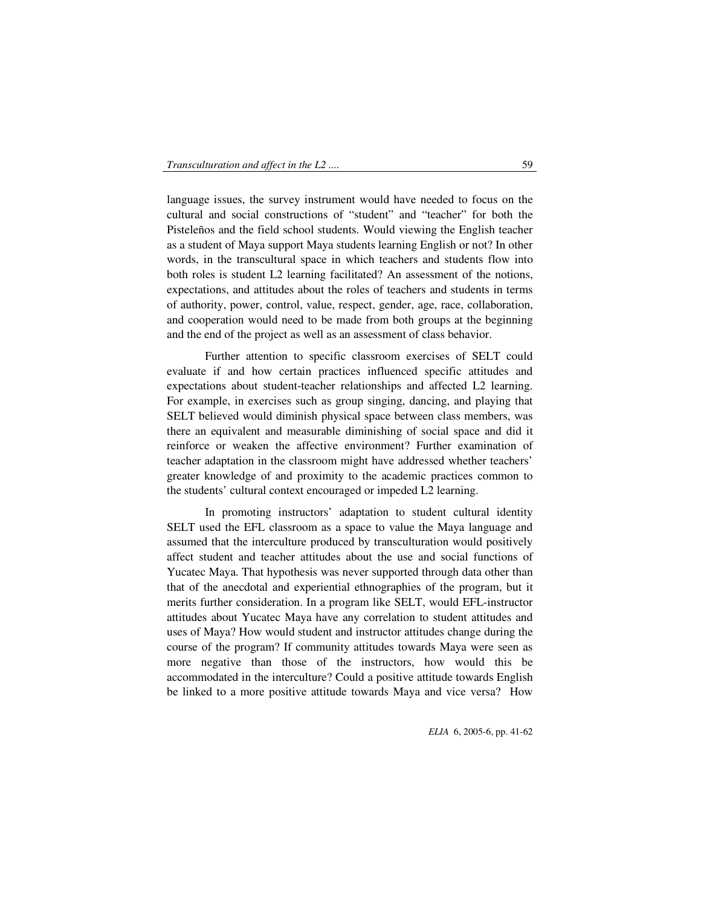language issues, the survey instrument would have needed to focus on the cultural and social constructions of "student" and "teacher" for both the Pisteleños and the field school students. Would viewing the English teacher as a student of Maya support Maya students learning English or not? In other words, in the transcultural space in which teachers and students flow into both roles is student L2 learning facilitated? An assessment of the notions, expectations, and attitudes about the roles of teachers and students in terms of authority, power, control, value, respect, gender, age, race, collaboration, and cooperation would need to be made from both groups at the beginning and the end of the project as well as an assessment of class behavior.

Further attention to specific classroom exercises of SELT could evaluate if and how certain practices influenced specific attitudes and expectations about student-teacher relationships and affected L2 learning. For example, in exercises such as group singing, dancing, and playing that SELT believed would diminish physical space between class members, was there an equivalent and measurable diminishing of social space and did it reinforce or weaken the affective environment? Further examination of teacher adaptation in the classroom might have addressed whether teachers' greater knowledge of and proximity to the academic practices common to the students' cultural context encouraged or impeded L2 learning.

In promoting instructors' adaptation to student cultural identity SELT used the EFL classroom as a space to value the Maya language and assumed that the interculture produced by transculturation would positively affect student and teacher attitudes about the use and social functions of Yucatec Maya. That hypothesis was never supported through data other than that of the anecdotal and experiential ethnographies of the program, but it merits further consideration. In a program like SELT, would EFL-instructor attitudes about Yucatec Maya have any correlation to student attitudes and uses of Maya? How would student and instructor attitudes change during the course of the program? If community attitudes towards Maya were seen as more negative than those of the instructors, how would this be accommodated in the interculture? Could a positive attitude towards English be linked to a more positive attitude towards Maya and vice versa? How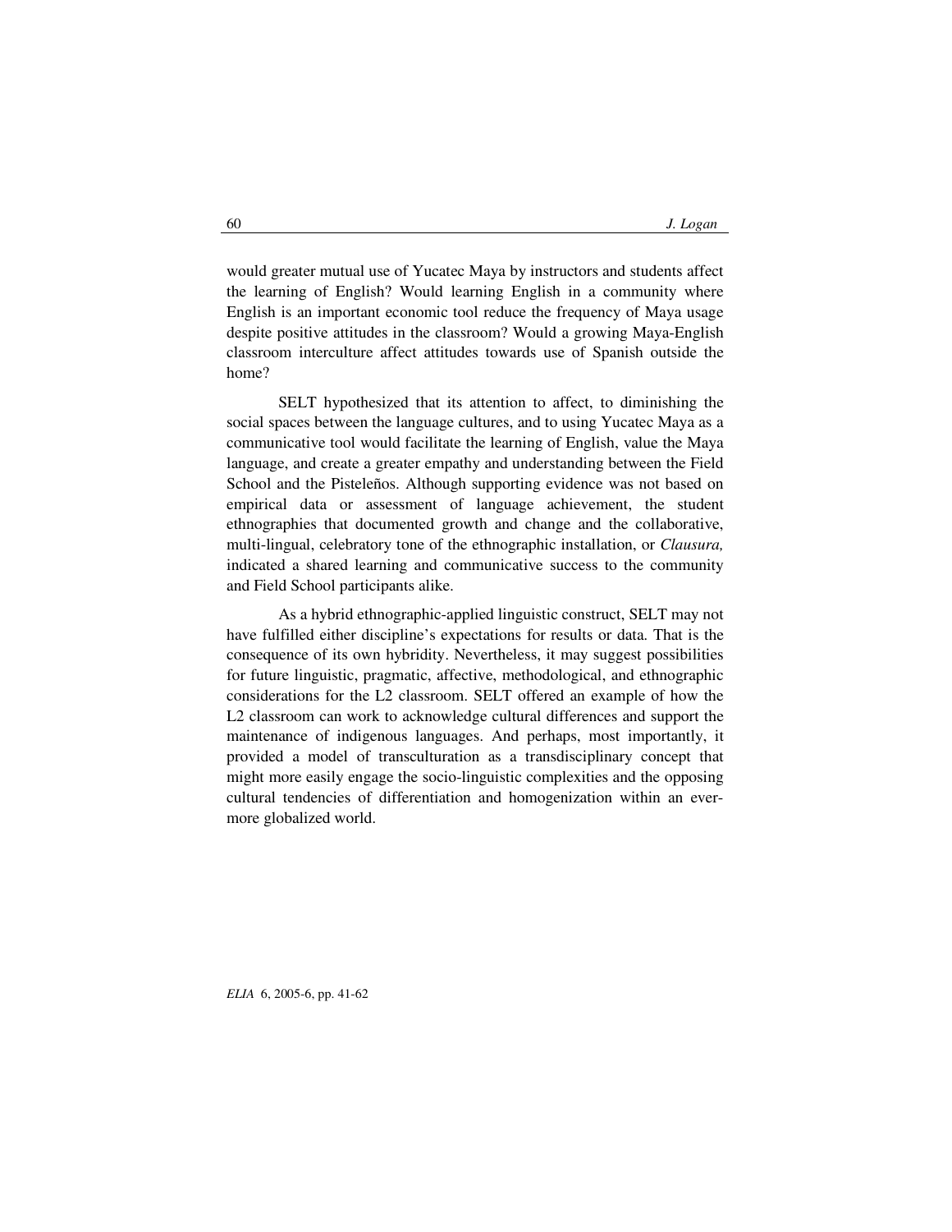would greater mutual use of Yucatec Maya by instructors and students affect the learning of English? Would learning English in a community where English is an important economic tool reduce the frequency of Maya usage despite positive attitudes in the classroom? Would a growing Maya-English classroom interculture affect attitudes towards use of Spanish outside the home?

SELT hypothesized that its attention to affect, to diminishing the social spaces between the language cultures, and to using Yucatec Maya as a communicative tool would facilitate the learning of English, value the Maya language, and create a greater empathy and understanding between the Field School and the Pisteleños. Although supporting evidence was not based on empirical data or assessment of language achievement, the student ethnographies that documented growth and change and the collaborative, multi-lingual, celebratory tone of the ethnographic installation, or *Clausura,* indicated a shared learning and communicative success to the community and Field School participants alike.

As a hybrid ethnographic-applied linguistic construct, SELT may not have fulfilled either discipline's expectations for results or data. That is the consequence of its own hybridity. Nevertheless, it may suggest possibilities for future linguistic, pragmatic, affective, methodological, and ethnographic considerations for the L2 classroom. SELT offered an example of how the L2 classroom can work to acknowledge cultural differences and support the maintenance of indigenous languages. And perhaps, most importantly, it provided a model of transculturation as a transdisciplinary concept that might more easily engage the socio-linguistic complexities and the opposing cultural tendencies of differentiation and homogenization within an ever-more globalized world.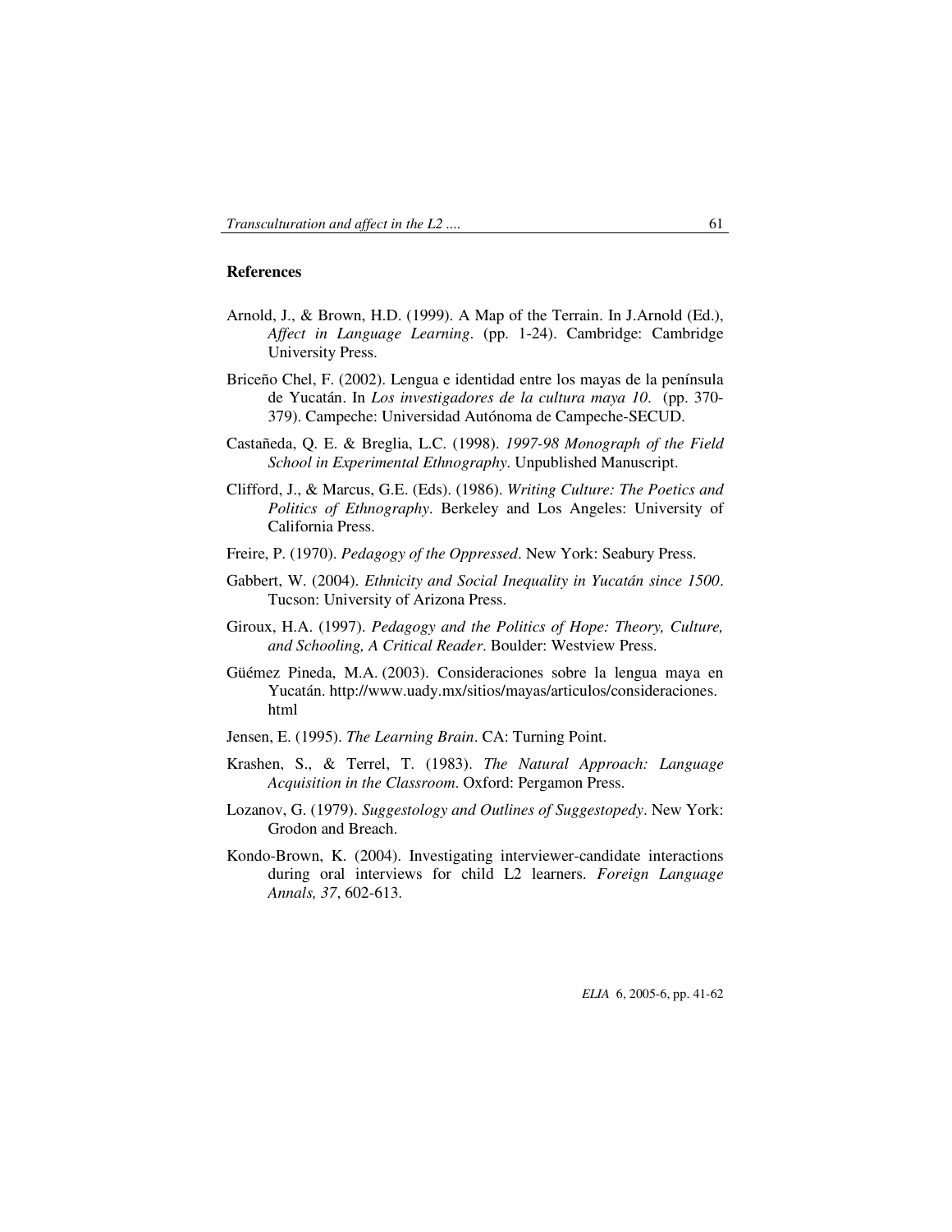## References

Arnold, J., & Brown, H.D. (1999). A Map of the Terrain. In J.Arnold (Ed.), *Affect in Language Learning*. (pp. 1-24). Cambridge: Cambridge University Press.

Briceño Chel, F. (2002). Lengua e identidad entre los mayas de la península de Yucatán. In *Los investigadores de la cultura maya 10.* (pp. 370-379). Campeche: Universidad Autónoma de Campeche-SECUD.

Castañeda, Q. E. & Breglia, L.C. (1998). *1997-98 Monograph of the Field School in Experimental Ethnography*. Unpublished Manuscript.

Clifford, J., & Marcus, G.E. (Eds). (1986). *Writing Culture: The Poetics and Politics of Ethnography*. Berkeley and Los Angeles: University of California Press.

Freire, P. (1970). *Pedagogy of the Oppressed*. New York: Seabury Press.

Gabbert, W. (2004). *Ethnicity and Social Inequality in Yucatán since 1500*. Tucson: University of Arizona Press.

Giroux, H.A. (1997). *Pedagogy and the Politics of Hope: Theory, Culture, and Schooling, A Critical Reader*. Boulder: Westview Press.

Güémez Pineda, M.A. (2003). Consideraciones sobre la lengua maya en Yucatán. http://www.uady.mx/sitios/mayas/articulos/consideraciones.html

Jensen, E. (1995). *The Learning Brain*. CA: Turning Point.

Krashen, S., & Terrel, T. (1983). *The Natural Approach: Language Acquisition in the Classroom*. Oxford: Pergamon Press.

Lozanov, G. (1979). *Suggestology and Outlines of Suggestopedy*. New York: Grodon and Breach.

Kondo-Brown, K. (2004). Investigating interviewer-candidate interactions during oral interviews for child L2 learners. *Foreign Language Annals, 37*, 602-613.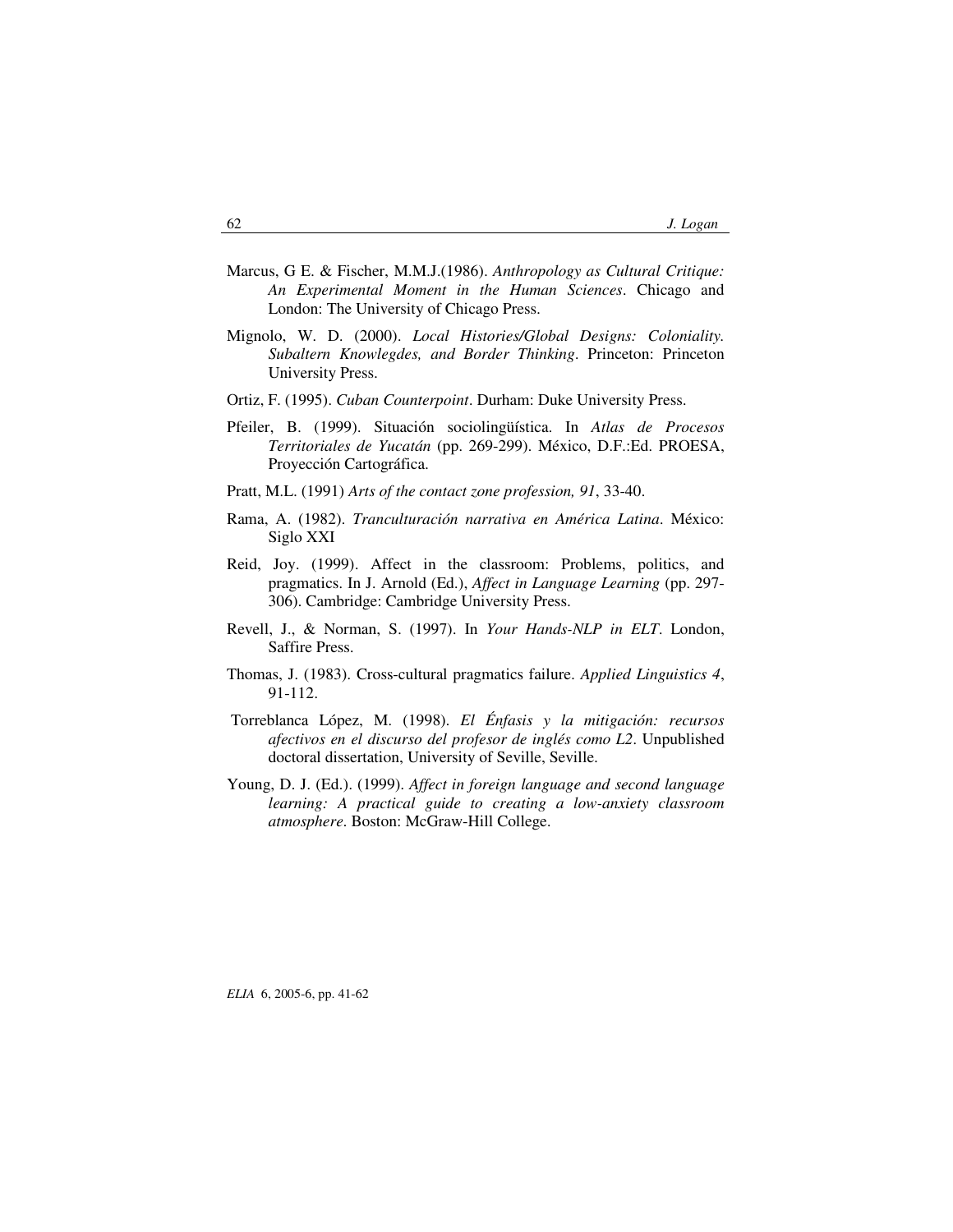Marcus, G E. & Fischer, M.M.J.(1986). *Anthropology as Cultural Critique: An Experimental Moment in the Human Sciences*. Chicago and London: The University of Chicago Press.

Mignolo, W. D. (2000). *Local Histories/Global Designs: Coloniality. Subaltern Knowlegdes, and Border Thinking*. Princeton: Princeton University Press.

Ortiz, F. (1995). *Cuban Counterpoint*. Durham: Duke University Press.

Pfeiler, B. (1999). Situación sociolingüística. In *Atlas de Procesos Territoriales de Yucatán* (pp. 269-299). México, D.F.:Ed. PROESA, Proyección Cartográfica.

Pratt, M.L. (1991) *Arts of the contact zone profession, 91*, 33-40.

Rama, A. (1982). *Tranculturación narrativa en América Latina*. México: Siglo XXI

Reid, Joy. (1999). Affect in the classroom: Problems, politics, and pragmatics. In J. Arnold (Ed.), *Affect in Language Learning* (pp. 297-306). Cambridge: Cambridge University Press.

Revell, J., & Norman, S. (1997). In *Your Hands-NLP in ELT*. London, Saffire Press.

Thomas, J. (1983). Cross-cultural pragmatics failure. *Applied Linguistics 4*, 91-112.

Torreblanca López, M. (1998). *El Énfasis y la mitigación: recursos afectivos en el discurso del profesor de inglés como L2*. Unpublished doctoral dissertation, University of Seville, Seville.

Young, D. J. (Ed.). (1999). *Affect in foreign language and second language learning: A practical guide to creating a low-anxiety classroom atmosphere*. Boston: McGraw-Hill College.